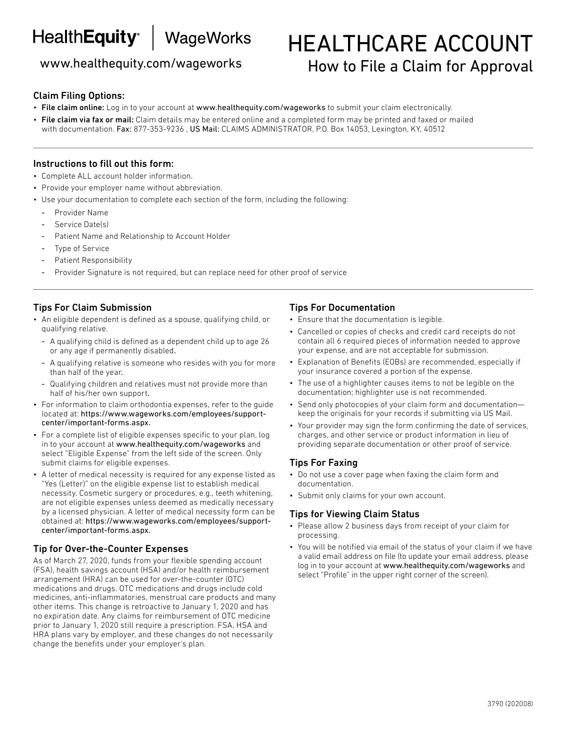HealthEquity | WageWorks

www.healthequity.com/wageworks

# HEALTHCARE ACCOUNT

## How to File a Claim for Approval

### Claim Filing Options:

- **File claim online:** Log in to your account at www.healthequity.com/wageworks to submit your claim electronically.
- **File claim via fax or mail:** Claim details may be entered online and a completed form may be printed and faxed or mailed with documentation. Fax: 877-353-9236 , US Mail: CLAIMS ADMINISTRATOR, P.O. Box 14053, Lexington, KY, 40512

### Instructions to fill out this form:

- Complete ALL account holder information.
- Provide your employer name without abbreviation.
- Use your documentation to complete each section of the form, including the following:
  - Provider Name
  - Service Date(s)
  - Patient Name and Relationship to Account Holder
  - Type of Service
  - Patient Responsibility
  - Provider Signature is not required, but can replace need for other proof of service

### Tips For Claim Submission

- An eligible dependent is defined as a spouse, qualifying child, or qualifying relative.
  - A qualifying child is defined as a dependent child up to age 26 or any age if permanently disabled.
  - A qualifying relative is someone who resides with you for more than half of the year.
  - Qualifying children and relatives must not provide more than half of his/her own support.
- For information to claim orthodontia expenses, refer to the guide located at: https://www.wageworks.com/employees/support-center/important-forms.aspx.
- For a complete list of eligible expenses specific to your plan, log in to your account at www.healthequity.com/wageworks and select "Eligible Expense" from the left side of the screen. Only submit claims for eligible expenses.
- A letter of medical necessity is required for any expense listed as "Yes (Letter)" on the eligible expense list to establish medical necessity. Cosmetic surgery or procedures, e.g., teeth whitening, are not eligible expenses unless deemed as medically necessary by a licensed physician. A letter of medical necessity form can be obtained at: https://www.wageworks.com/employees/support-center/important-forms.aspx.

### Tip for Over-the-Counter Expenses

As of March 27, 2020, funds from your flexible spending account (FSA), health savings account (HSA) and/or health reimbursement arrangement (HRA) can be used for over-the-counter (OTC) medications and drugs. OTC medications and drugs include cold medicines, anti-inflammatories, menstrual care products and many other items. This change is retroactive to January 1, 2020 and has no expiration date. Any claims for reimbursement of OTC medicine prior to January 1, 2020 still require a prescription. FSA, HSA and HRA plans vary by employer, and these changes do not necessarily change the benefits under your employer's plan.

### Tips For Documentation

- Ensure that the documentation is legible.
- Cancelled or copies of checks and credit card receipts do not contain all 6 required pieces of information needed to approve your expense, and are not acceptable for submission.
- Explanation of Benefits (EOBs) are recommended, especially if your insurance covered a portion of the expense.
- The use of a highlighter causes items to not be legible on the documentation; highlighter use is not recommended.
- Send only photocopies of your claim form and documentation—keep the originals for your records if submitting via US Mail.
- Your provider may sign the form confirming the date of services, charges, and other service or product information in lieu of providing separate documentation or other proof of service.

### Tips For Faxing

- Do not use a cover page when faxing the claim form and documentation.
- Submit only claims for your own account.

### Tips for Viewing Claim Status

- Please allow 2 business days from receipt of your claim for processing.
- You will be notified via email of the status of your claim if we have a valid email address on file (to update your email address, please log in to your account at www.healthequity.com/wageworks and select "Profile" in the upper right corner of the screen).

3790 (202008)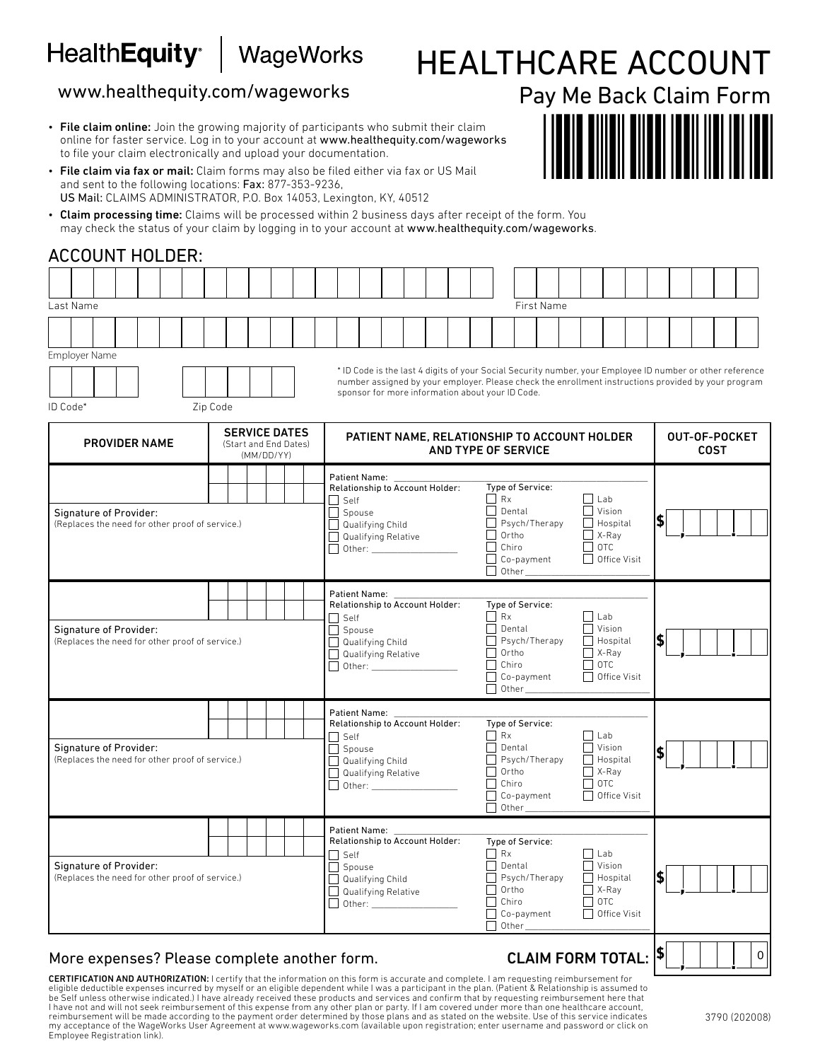HealthEquity | WageWorks

www.healthequity.com/wageworks

# HEALTHCARE ACCOUNT

## Pay Me Back Claim Form

- **File claim online:** Join the growing majority of participants who submit their claim online for faster service. Log in to your account at www.healthequity.com/wageworks to file your claim electronically and upload your documentation.
- **File claim via fax or mail:** Claim forms may also be filed either via fax or US Mail and sent to the following locations: **Fax:** 877-353-9236, **US Mail:** CLAIMS ADMINISTRATOR, P.O. Box 14053, Lexington, KY, 40512
- **Claim processing time:** Claims will be processed within 2 business days after receipt of the form. You may check the status of your claim by logging in to your account at www.healthequity.com/wageworks.

## ACCOUNT HOLDER:

Last Name

First Name

Employer Name

ID Code*

Zip Code

\* ID Code is the last 4 digits of your Social Security number, your Employee ID number or other reference number assigned by your employer. Please check the enrollment instructions provided by your program sponsor for more information about your ID Code.

| PROVIDER NAME | SERVICE DATES (Start and End Dates) (MM/DD/YY) | PATIENT NAME, RELATIONSHIP TO ACCOUNT HOLDER AND TYPE OF SERVICE | OUT-OF-POCKET COST |
|---|---|---|---|
| Signature of Provider: (Replaces the need for other proof of service.) | | Patient Name: ______ Relationship to Account Holder: ☐ Self ☐ Spouse ☐ Qualifying Child ☐ Qualifying Relative ☐ Other: ______ Type of Service: ☐ Rx ☐ Lab ☐ Dental ☐ Vision ☐ Psych/Therapy ☐ Hospital ☐ Ortho ☐ X-Ray ☐ Chiro ☐ OTC ☐ Co-payment ☐ Office Visit ☐ Other ______ | $ , . |
| Signature of Provider: (Replaces the need for other proof of service.) | | Patient Name: ______ Relationship to Account Holder: ☐ Self ☐ Spouse ☐ Qualifying Child ☐ Qualifying Relative ☐ Other: ______ Type of Service: ☐ Rx ☐ Lab ☐ Dental ☐ Vision ☐ Psych/Therapy ☐ Hospital ☐ Ortho ☐ X-Ray ☐ Chiro ☐ OTC ☐ Co-payment ☐ Office Visit ☐ Other ______ | $ , . |
| Signature of Provider: (Replaces the need for other proof of service.) | | Patient Name: ______ Relationship to Account Holder: ☐ Self ☐ Spouse ☐ Qualifying Child ☐ Qualifying Relative ☐ Other: ______ Type of Service: ☐ Rx ☐ Lab ☐ Dental ☐ Vision ☐ Psych/Therapy ☐ Hospital ☐ Ortho ☐ X-Ray ☐ Chiro ☐ OTC ☐ Co-payment ☐ Office Visit ☐ Other ______ | $ , . |
| Signature of Provider: (Replaces the need for other proof of service.) | | Patient Name: ______ Relationship to Account Holder: ☐ Self ☐ Spouse ☐ Qualifying Child ☐ Qualifying Relative ☐ Other: ______ Type of Service: ☐ Rx ☐ Lab ☐ Dental ☐ Vision ☐ Psych/Therapy ☐ Hospital ☐ Ortho ☐ X-Ray ☐ Chiro ☐ OTC ☐ Co-payment ☐ Office Visit ☐ Other ______ | $ , . |

More expenses? Please complete another form.

**CLAIM FORM TOTAL:** $ , . 0

**CERTIFICATION AND AUTHORIZATION:** I certify that the information on this form is accurate and complete. I am requesting reimbursement for eligible deductible expenses incurred by myself or an eligible dependent while I was a participant in the plan. (Patient & Relationship is assumed to be Self unless otherwise indicated.) I have already received these products and services and confirm that by requesting reimbursement here that I have not and will not seek reimbursement of this expense from any other plan or party. If I am covered under more than one healthcare account, reimbursement will be made according to the payment order determined by those plans and as stated on the website. Use of this service indicates my acceptance of the WageWorks User Agreement at www.wageworks.com (available upon registration; enter username and password or click on Employee Registration link).

3790 (202008)